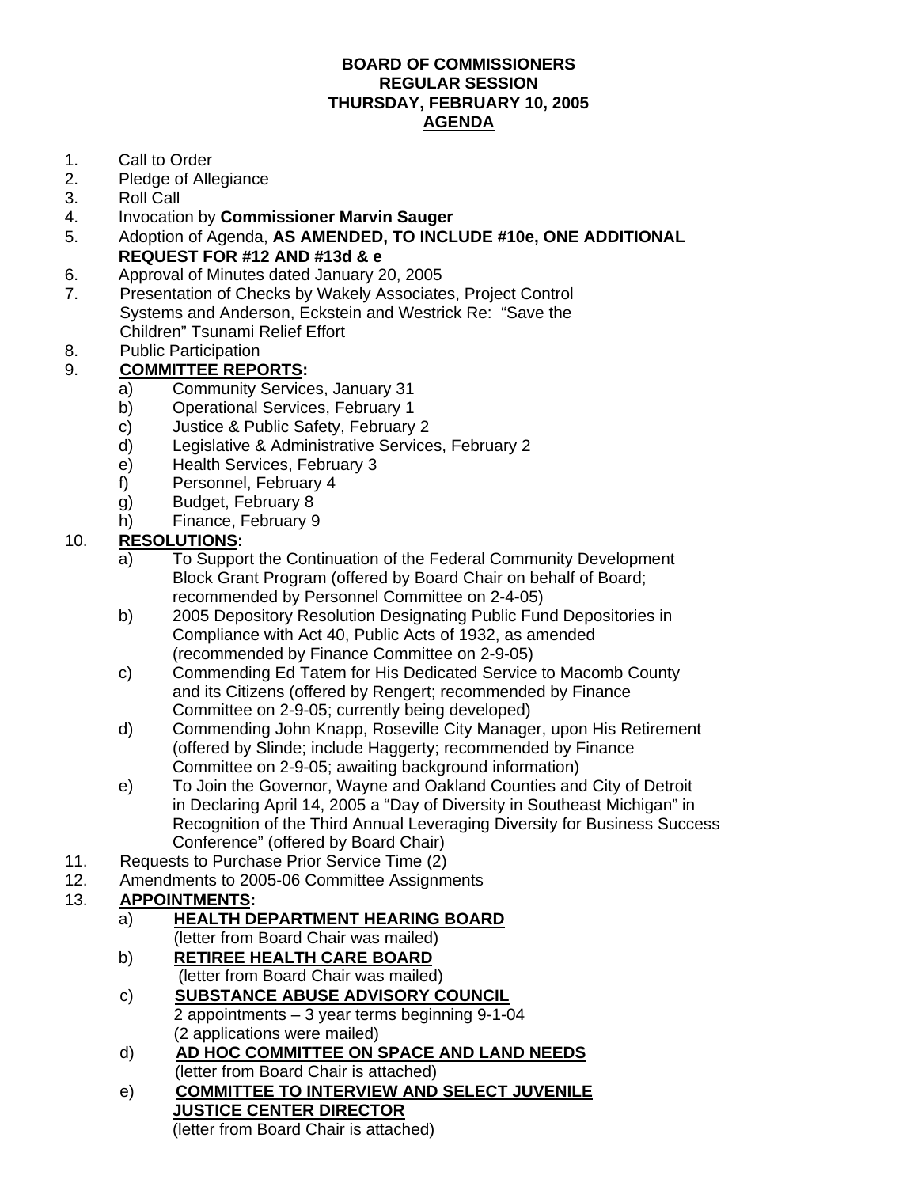**BOARD OF COMMISSIONERS**
**REGULAR SESSION**
**THURSDAY, FEBRUARY 10, 2005**
**AGENDA**

1. Call to Order
2. Pledge of Allegiance
3. Roll Call
4. Invocation by **Commissioner Marvin Sauger**
5. Adoption of Agenda, **AS AMENDED, TO INCLUDE #10e, ONE ADDITIONAL REQUEST FOR #12 AND #13d & e**
6. Approval of Minutes dated January 20, 2005
7. Presentation of Checks by Wakely Associates, Project Control Systems and Anderson, Eckstein and Westrick Re: "Save the Children" Tsunami Relief Effort
8. Public Participation
9. **COMMITTEE REPORTS:**
   a) Community Services, January 31
   b) Operational Services, February 1
   c) Justice & Public Safety, February 2
   d) Legislative & Administrative Services, February 2
   e) Health Services, February 3
   f) Personnel, February 4
   g) Budget, February 8
   h) Finance, February 9
10. **RESOLUTIONS:**
    a) To Support the Continuation of the Federal Community Development Block Grant Program (offered by Board Chair on behalf of Board; recommended by Personnel Committee on 2-4-05)
    b) 2005 Depository Resolution Designating Public Fund Depositories in Compliance with Act 40, Public Acts of 1932, as amended (recommended by Finance Committee on 2-9-05)
    c) Commending Ed Tatem for His Dedicated Service to Macomb County and its Citizens (offered by Rengert; recommended by Finance Committee on 2-9-05; currently being developed)
    d) Commending John Knapp, Roseville City Manager, upon His Retirement (offered by Slinde; include Haggerty; recommended by Finance Committee on 2-9-05; awaiting background information)
    e) To Join the Governor, Wayne and Oakland Counties and City of Detroit in Declaring April 14, 2005 a "Day of Diversity in Southeast Michigan" in Recognition of the Third Annual Leveraging Diversity for Business Success Conference" (offered by Board Chair)
11. Requests to Purchase Prior Service Time (2)
12. Amendments to 2005-06 Committee Assignments
13. **APPOINTMENTS:**
    a) **HEALTH DEPARTMENT HEARING BOARD**
    (letter from Board Chair was mailed)
    b) **RETIREE HEALTH CARE BOARD**
    (letter from Board Chair was mailed)
    c) **SUBSTANCE ABUSE ADVISORY COUNCIL**
    2 appointments – 3 year terms beginning 9-1-04
    (2 applications were mailed)
    d) **AD HOC COMMITTEE ON SPACE AND LAND NEEDS**
    (letter from Board Chair is attached)
    e) **COMMITTEE TO INTERVIEW AND SELECT JUVENILE JUSTICE CENTER DIRECTOR**
    (letter from Board Chair is attached)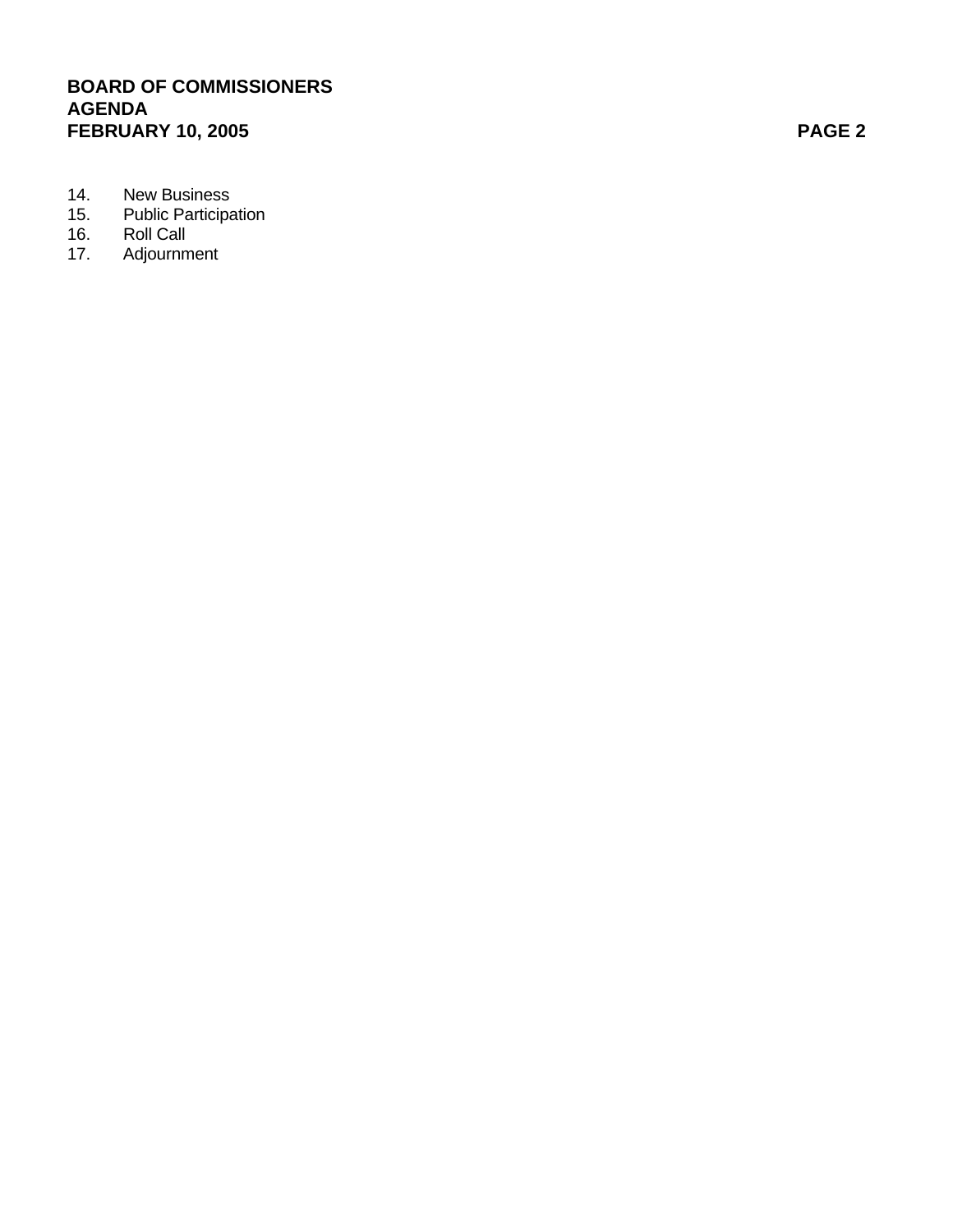14. New Business
15. Public Participation
16. Roll Call
17. Adjournment